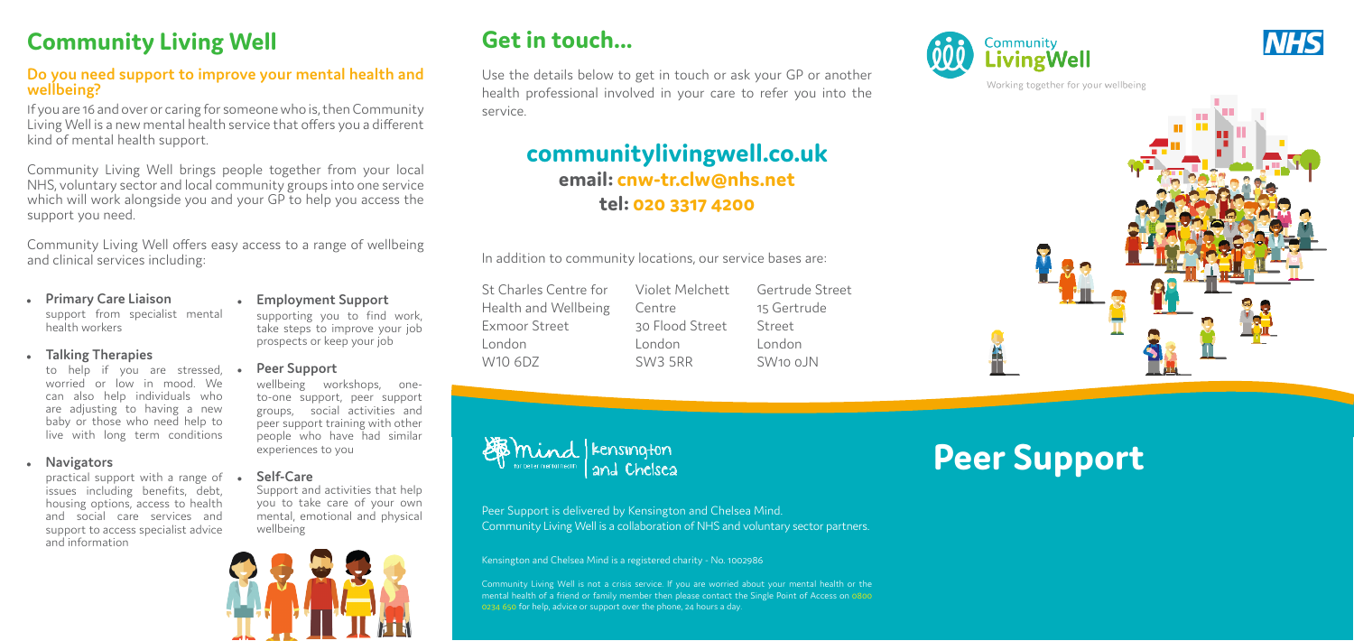# Community Living Well

## Do you need support to improve your mental health and wellbeing?

If you are 16 and over or caring for someone who is, then Community Living Well is a new mental health service that offers you a different kind of mental health support.

Community Living Well brings people together from your local NHS, voluntary sector and local community groups into one service which will work alongside you and your GP to help you access the support you need.

Community Living Well offers easy access to a range of wellbeing and clinical services including:

- **Primary Care Liaison**
  support from specialist mental health workers
- **Talking Therapies**
  to help if you are stressed, worried or low in mood. We can also help individuals who are adjusting to having a new baby or those who need help to live with long term conditions
- **Navigators**
  practical support with a range of issues including benefits, debt, housing options, access to health and social care services and support to access specialist advice and information
- **Employment Support**
  supporting you to find work, take steps to improve your job prospects or keep your job
- **Peer Support**
  wellbeing workshops, one-to-one support, peer support groups, social activities and peer support training with other people who have had similar experiences to you
- **Self-Care**
  Support and activities that help you to take care of your own mental, emotional and physical wellbeing

# Get in touch...

Use the details below to get in touch or ask your GP or another health professional involved in your care to refer you into the service.

## communitylivingwell.co.uk

**email: cnw-tr.clw@nhs.net**

**tel: 020 3317 4200**

In addition to community locations, our service bases are:

St Charles Centre for Health and Wellbeing
Exmoor Street
London
W10 6DZ

Violet Melchett Centre
30 Flood Street
London
SW3 5RR

Gertrude Street
15 Gertrude Street
London
SW10 0JN

mind for better mental health | Kensington and Chelsea

Peer Support is delivered by Kensington and Chelsea Mind.
Community Living Well is a collaboration of NHS and voluntary sector partners.

Kensington and Chelsea Mind is a registered charity - No. 1002986

Community Living Well is not a crisis service. If you are worried about your mental health or the mental health of a friend or family member then please contact the Single Point of Access on 0800 0234 650 for help, advice or support over the phone, 24 hours a day.

Community LivingWell

Working together for your wellbeing

NHS

# Peer Support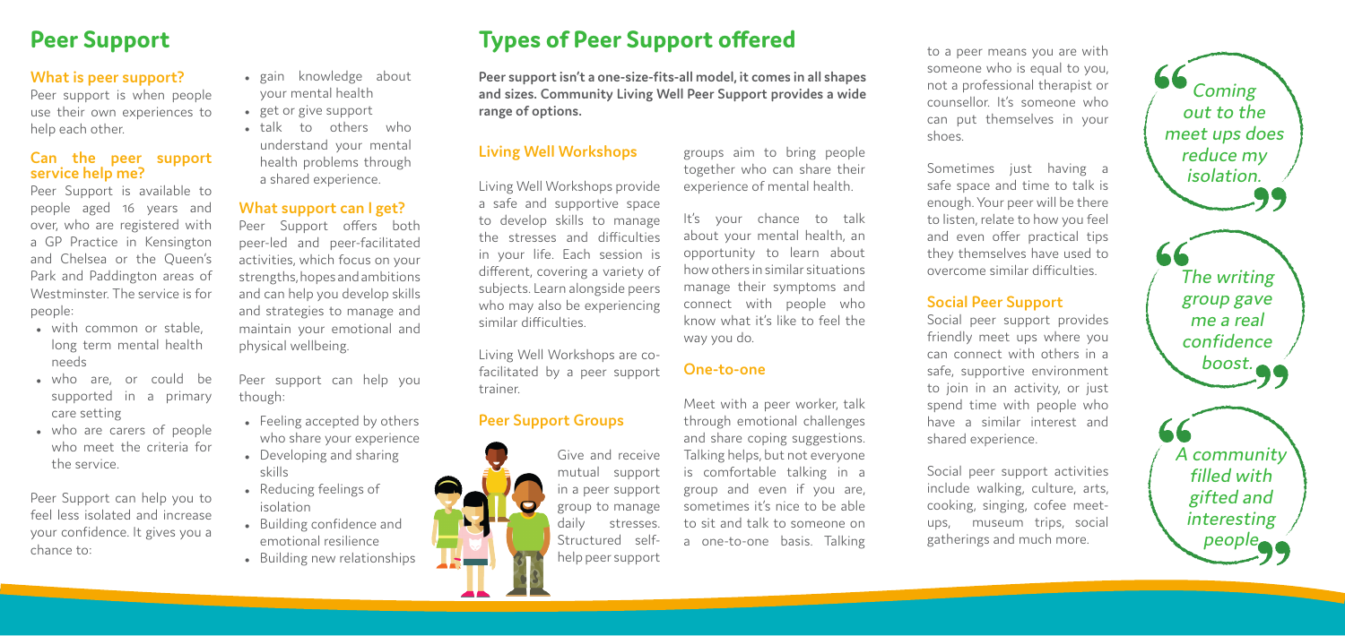## Peer Support

### What is peer support?

Peer support is when people use their own experiences to help each other.

### Can the peer support service help me?

Peer Support is available to people aged 16 years and over, who are registered with a GP Practice in Kensington and Chelsea or the Queen's Park and Paddington areas of Westminster. The service is for people:

- with common or stable, long term mental health needs
- who are, or could be supported in a primary care setting
- who are carers of people who meet the criteria for the service.

Peer Support can help you to feel less isolated and increase your confidence. It gives you a chance to:

- gain knowledge about your mental health
- get or give support
- talk to others who understand your mental health problems through a shared experience.

### What support can I get?

Peer Support offers both peer-led and peer-facilitated activities, which focus on your strengths, hopes and ambitions and can help you develop skills and strategies to manage and maintain your emotional and physical wellbeing.

Peer support can help you though:

- Feeling accepted by others who share your experience
- Developing and sharing skills
- Reducing feelings of isolation
- Building confidence and emotional resilience
- Building new relationships

## Types of Peer Support offered

**Peer support isn't a one-size-fits-all model, it comes in all shapes and sizes. Community Living Well Peer Support provides a wide range of options.**

### Living Well Workshops

Living Well Workshops provide a safe and supportive space to develop skills to manage the stresses and difficulties in your life. Each session is different, covering a variety of subjects. Learn alongside peers who may also be experiencing similar difficulties.

Living Well Workshops are co-facilitated by a peer support trainer.

### Peer Support Groups

Give and receive mutual support in a peer support group to manage daily stresses. Structured self-help peer support groups aim to bring people together who can share their experience of mental health.

It's your chance to talk about your mental health, an opportunity to learn about how others in similar situations manage their symptoms and connect with people who know what it's like to feel the way you do.

### One-to-one

Meet with a peer worker, talk through emotional challenges and share coping suggestions. Talking helps, but not everyone is comfortable talking in a group and even if you are, sometimes it's nice to be able to sit and talk to someone on a one-to-one basis. Talking to a peer means you are with someone who is equal to you, not a professional therapist or counsellor. It's someone who can put themselves in your shoes.

Sometimes just having a safe space and time to talk is enough. Your peer will be there to listen, relate to how you feel and even offer practical tips they themselves have used to overcome similar difficulties.

### Social Peer Support

Social peer support provides friendly meet ups where you can connect with others in a safe, supportive environment to join in an activity, or just spend time with people who have a similar interest and shared experience.

Social peer support activities include walking, culture, arts, cooking, singing, cofee meet-ups, museum trips, social gatherings and much more.

*"Coming out to the meet ups does reduce my isolation."*

*"The writing group gave me a real confidence boost."*

*"A community filled with gifted and interesting people."*